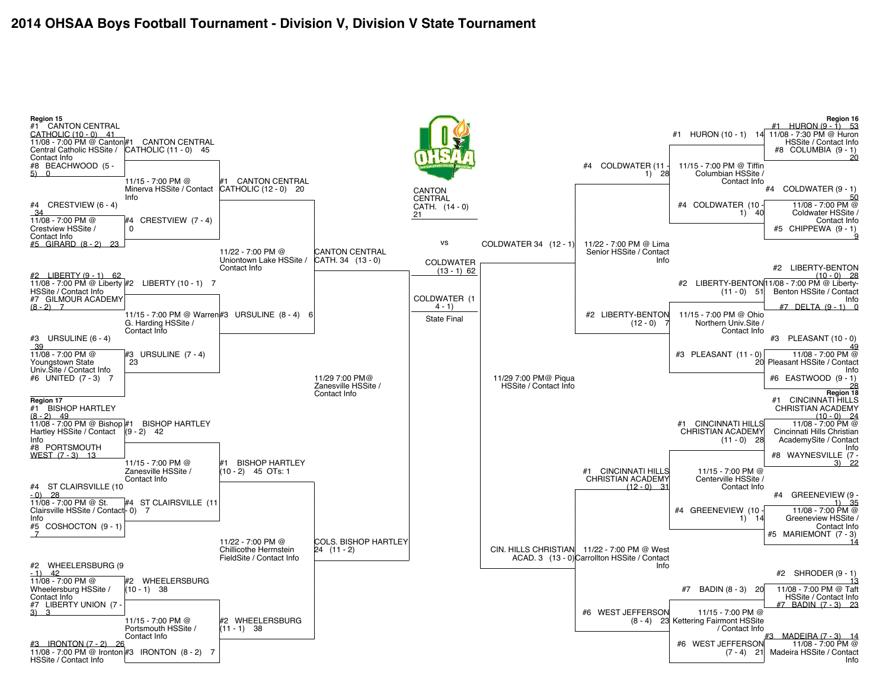# 2014 OHSAA Boys Football Tournament - Division V, Division V State Tournament

## Region 15

**First Round**

- #1 CANTON CENTRAL CATHOLIC (10 - 0) 41 vs. #8 BEACHWOOD (5 - 5) 0 — 11/08 - 7:00 PM @ Canton Central Catholic HSSite / Contact Info
- #4 CRESTVIEW (6 - 4) 34 vs. #5 GIRARD (8 - 2) 23 — 11/08 - 7:00 PM @ Crestview HSSite / Contact Info
- #2 LIBERTY (9 - 1) 62 vs. #7 GILMOUR ACADEMY (8 - 2) 7 — 11/08 - 7:00 PM @ Liberty HSSite / Contact Info
- #3 URSULINE (6 - 4) 39 vs. #6 UNITED (7 - 3) 7 — 11/08 - 7:00 PM @ Youngstown State Univ.Site / Contact Info

**Regional Semifinals**

- #1 CANTON CENTRAL CATHOLIC (11 - 0) 45 vs. #4 CRESTVIEW (7 - 4) 0 — 11/15 - 7:00 PM @ Minerva HSSite / Contact Info
- #2 LIBERTY (10 - 1) 7 vs. #3 URSULINE (7 - 4) 23 — 11/15 - 7:00 PM @ Warren G. Harding HSSite / Contact Info

**Regional Final**

- #1 CANTON CENTRAL CATHOLIC (12 - 0) 20 vs. #3 URSULINE (8 - 4) 6 — 11/22 - 7:00 PM @ Uniontown Lake HSSite / Contact Info

## Region 17

**First Round**

- #1 BISHOP HARTLEY (8 - 2) 49 vs. #8 PORTSMOUTH WEST (7 - 3) 13 — 11/08 - 7:00 PM @ Bishop Hartley HSSite / Contact Info
- #4 ST CLAIRSVILLE (10 - 0) 28 vs. #5 COSHOCTON (9 - 1) 7 — 11/08 - 7:00 PM @ St. Clairsville HSSite / Contact Info
- #2 WHEELERSBURG (9 - 1) 42 vs. #7 LIBERTY UNION (7 - 3) 3 — 11/08 - 7:00 PM @ Wheelersburg HSSite / Contact Info
- #3 IRONTON (7 - 2) 26 — 11/08 - 7:00 PM @ Ironton HSSite / Contact Info

**Regional Semifinals**

- #1 BISHOP HARTLEY (9 - 2) 42 vs. #4 ST CLAIRSVILLE (11 - 0) 7 — 11/15 - 7:00 PM @ Zanesville HSSite / Contact Info
- #2 WHEELERSBURG (10 - 1) 38 vs. #3 IRONTON (8 - 2) 7 — 11/15 - 7:00 PM @ Portsmouth HSSite / Contact Info

**Regional Final**

- #1 BISHOP HARTLEY (10 - 2) 45 OTs: 1 vs. #2 WHEELERSBURG (11 - 1) 38 — 11/22 - 7:00 PM @ Chillicothe Herrnstein FieldSite / Contact Info

## State Semifinal (Regions 15/17)

- CANTON CENTRAL CATH. 34 (13 - 0) vs. COLS. BISHOP HARTLEY 24 (11 - 2) — 11/29 7:00 PM@ Zanesville HSSite / Contact Info

## Region 16

**First Round**

- #1 HURON (9 - 1) 53 vs. #8 COLUMBIA (9 - 1) 20 — 11/08 - 7:30 PM @ Huron HSSite / Contact Info
- #4 COLDWATER (9 - 1) 50 vs. #5 CHIPPEWA (9 - 1) 9 — 11/08 - 7:00 PM @ Coldwater HSSite / Contact Info
- #2 LIBERTY-BENTON (10 - 0) 28 vs. #7 DELTA (9 - 1) 0 — 11/08 - 7:00 PM @ Liberty-Benton HSSite / Contact Info
- #3 PLEASANT (10 - 0) 49 vs. #6 EASTWOOD (9 - 1) 28 — 11/08 - 7:00 PM @ Pleasant HSSite / Contact Info

**Regional Semifinals**

- #1 HURON (10 - 1) 14 vs. #4 COLDWATER (10 - 1) 40 — 11/15 - 7:00 PM @ Tiffin Columbian HSSite / Contact Info
- #2 LIBERTY-BENTON (11 - 0) 51 vs. #3 PLEASANT (11 - 0) 20 — 11/15 - 7:00 PM @ Ohio Northern Univ.Site / Contact Info

**Regional Final**

- #4 COLDWATER (11 - 1) 28 vs. #2 LIBERTY-BENTON (12 - 0) 7 — 11/22 - 7:00 PM @ Lima Senior HSSite / Contact Info

## Region 18

**First Round**

- #1 CINCINNATI HILLS CHRISTIAN ACADEMY (10 - 0) 24 vs. #8 WAYNESVILLE (7 - 3) 22 — 11/08 - 7:00 PM @ Cincinnati Hills Christian AcademySite / Contact Info
- #4 GREENEVIEW (9 - 1) 35 vs. #5 MARIEMONT (7 - 3) 14 — 11/08 - 7:00 PM @ Greeneview HSSite / Contact Info
- #2 SHRODER (9 - 1) 13 vs. #7 BADIN (7 - 3) 23 — 11/08 - 7:00 PM @ Taft HSSite / Contact Info
- #3 MADEIRA (7 - 3) 14 — 11/08 - 7:00 PM @ Madeira HSSite / Contact Info

**Regional Semifinals**

- #1 CINCINNATI HILLS CHRISTIAN ACADEMY (11 - 0) 28 vs. #4 GREENEVIEW (10 - 1) 14 — 11/15 - 7:00 PM @ Centerville HSSite / Contact Info
- #7 BADIN (8 - 3) 20 vs. #6 WEST JEFFERSON (7 - 4) 21 — 11/15 - 7:00 PM @ Kettering Fairmont HSSite / Contact Info

**Regional Final**

- #1 CINCINNATI HILLS CHRISTIAN ACADEMY (12 - 0) 31 vs. #6 WEST JEFFERSON (8 - 4) 23 — 11/22 - 7:00 PM @ West Carrollton HSSite / Contact Info

## State Semifinal (Regions 16/18)

- COLDWATER 34 (12 - 1) vs. CIN. HILLS CHRISTIAN ACAD. 3 (13 - 0) — 11/29 7:00 PM@ Piqua HSSite / Contact Info

## State Final

CANTON CENTRAL CATH. (14 - 0) 21

vs

COLDWATER (13 - 1) 62

COLDWATER (14 - 1)

State Final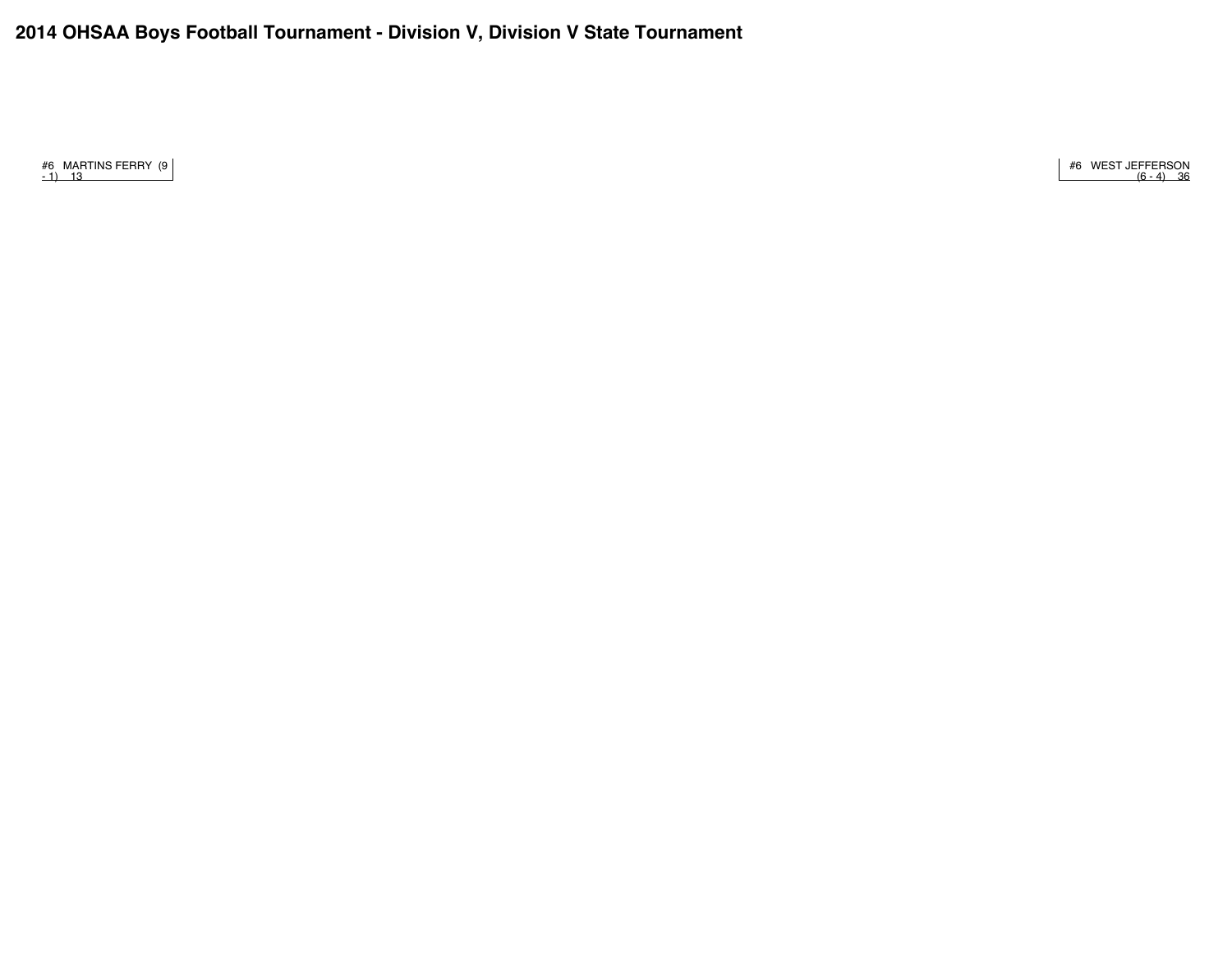# 2014 OHSAA Boys Football Tournament - Division V, Division V State Tournament

#6 MARTINS FERRY (9 - 1) 13

#6 WEST JEFFERSON (6 - 4) 36